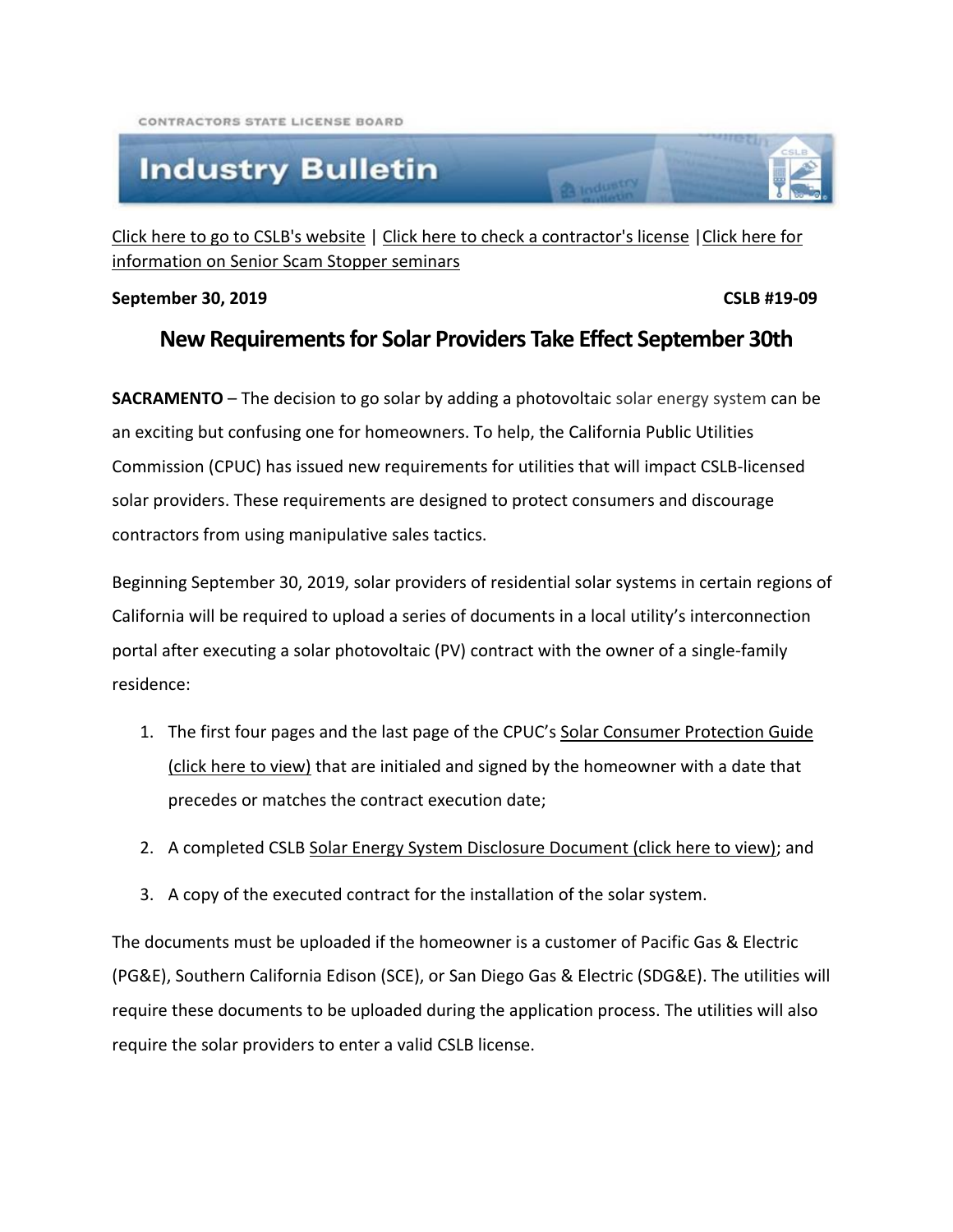CONTRACTORS STATE LICENSE BOARD

# Industry Bulletin

Click here to go to CSLB's website | Click here to check a contractor's license | Click here for information on Senior Scam Stopper seminars

**September 30, 2019** **CSLB #19-09**

## New Requirements for Solar Providers Take Effect September 30th

**SACRAMENTO** – The decision to go solar by adding a photovoltaic solar energy system can be an exciting but confusing one for homeowners. To help, the California Public Utilities Commission (CPUC) has issued new requirements for utilities that will impact CSLB-licensed solar providers. These requirements are designed to protect consumers and discourage contractors from using manipulative sales tactics.

Beginning September 30, 2019, solar providers of residential solar systems in certain regions of California will be required to upload a series of documents in a local utility's interconnection portal after executing a solar photovoltaic (PV) contract with the owner of a single-family residence:

1. The first four pages and the last page of the CPUC's Solar Consumer Protection Guide (click here to view) that are initialed and signed by the homeowner with a date that precedes or matches the contract execution date;
2. A completed CSLB Solar Energy System Disclosure Document (click here to view); and
3. A copy of the executed contract for the installation of the solar system.

The documents must be uploaded if the homeowner is a customer of Pacific Gas & Electric (PG&E), Southern California Edison (SCE), or San Diego Gas & Electric (SDG&E). The utilities will require these documents to be uploaded during the application process. The utilities will also require the solar providers to enter a valid CSLB license.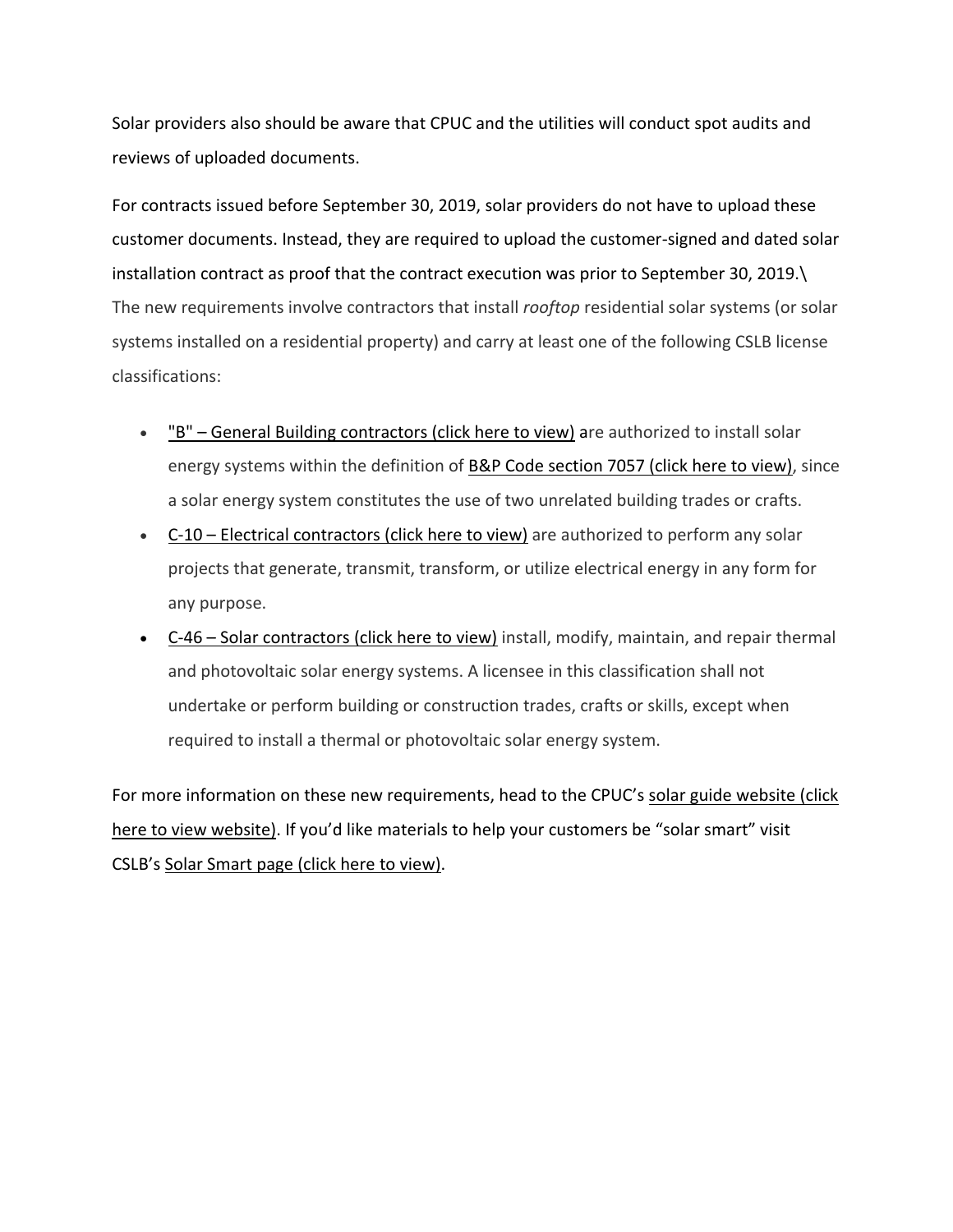Solar providers also should be aware that CPUC and the utilities will conduct spot audits and reviews of uploaded documents.

For contracts issued before September 30, 2019, solar providers do not have to upload these customer documents. Instead, they are required to upload the customer-signed and dated solar installation contract as proof that the contract execution was prior to September 30, 2019.\
The new requirements involve contractors that install *rooftop* residential solar systems (or solar systems installed on a residential property) and carry at least one of the following CSLB license classifications:

- "B" – General Building contractors (click here to view) are authorized to install solar energy systems within the definition of B&P Code section 7057 (click here to view), since a solar energy system constitutes the use of two unrelated building trades or crafts.
- C-10 – Electrical contractors (click here to view) are authorized to perform any solar projects that generate, transmit, transform, or utilize electrical energy in any form for any purpose.
- C-46 – Solar contractors (click here to view) install, modify, maintain, and repair thermal and photovoltaic solar energy systems. A licensee in this classification shall not undertake or perform building or construction trades, crafts or skills, except when required to install a thermal or photovoltaic solar energy system.

For more information on these new requirements, head to the CPUC's solar guide website (click here to view website). If you'd like materials to help your customers be "solar smart" visit CSLB's Solar Smart page (click here to view).